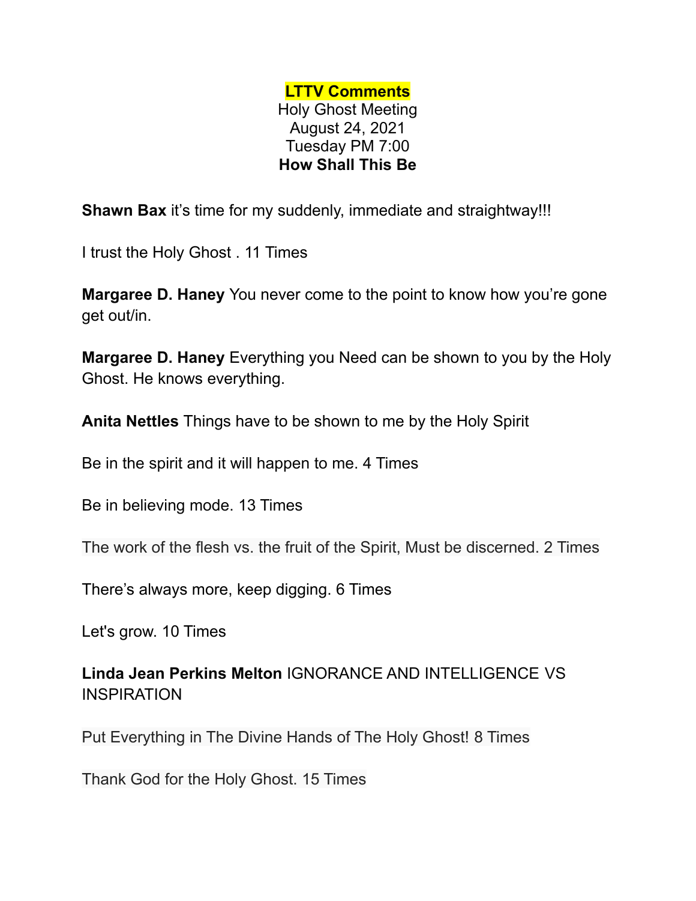**LTTV Comments**
Holy Ghost Meeting
August 24, 2021
Tuesday PM 7:00
**How Shall This Be**

**Shawn Bax** it's time for my suddenly, immediate and straightway!!!

I trust the Holy Ghost . 11 Times

**Margaree D. Haney** You never come to the point to know how you're gone get out/in.

**Margaree D. Haney** Everything you Need can be shown to you by the Holy Ghost. He knows everything.

**Anita Nettles** Things have to be shown to me by the Holy Spirit

Be in the spirit and it will happen to me. 4 Times

Be in believing mode. 13 Times

The work of the flesh vs. the fruit of the Spirit, Must be discerned. 2 Times

There's always more, keep digging. 6 Times

Let's grow. 10 Times

**Linda Jean Perkins Melton** IGNORANCE AND INTELLIGENCE VS INSPIRATION

Put Everything in The Divine Hands of The Holy Ghost! 8 Times

Thank God for the Holy Ghost. 15 Times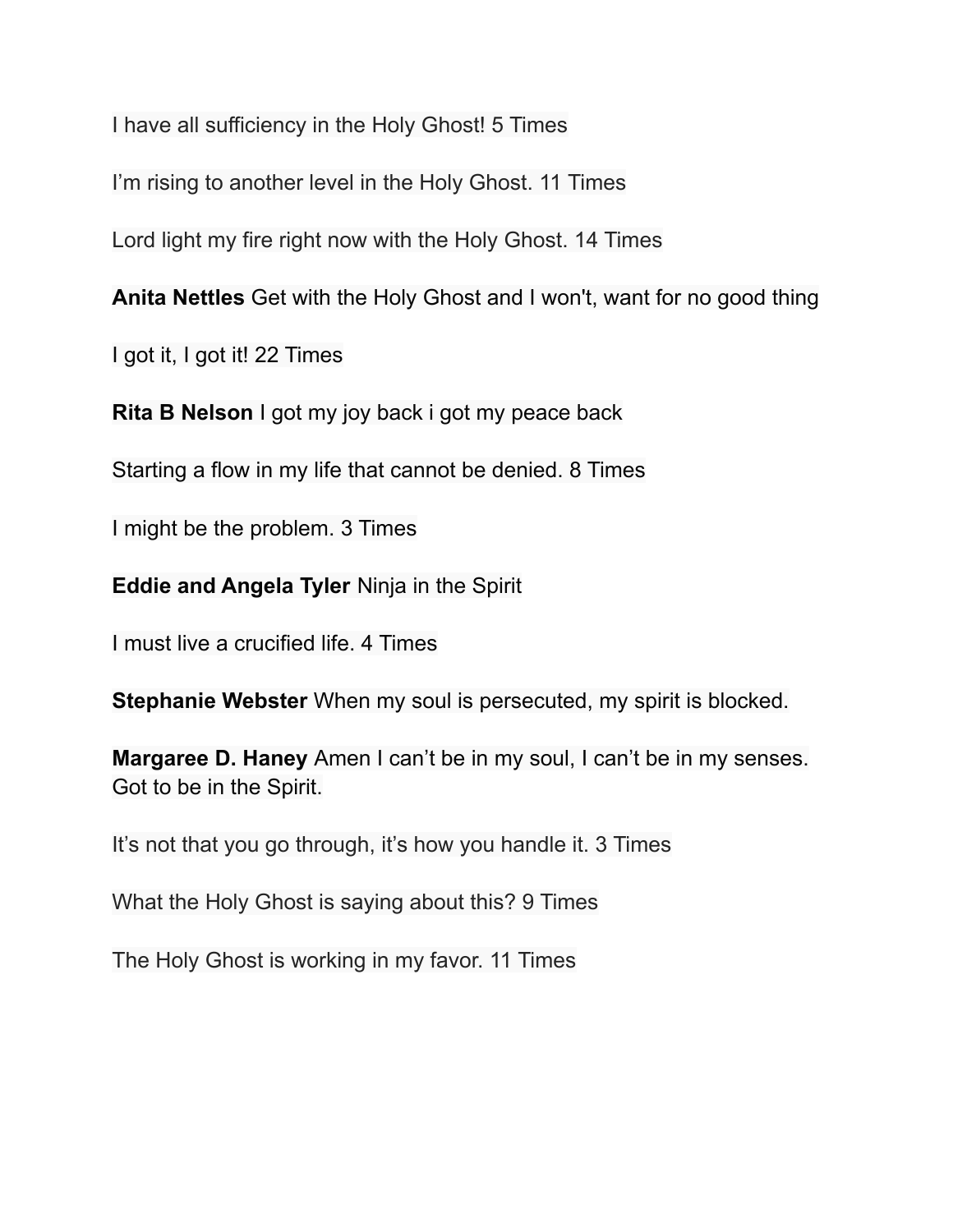I have all sufficiency in the Holy Ghost! 5 Times

I'm rising to another level in the Holy Ghost. 11 Times

Lord light my fire right now with the Holy Ghost. 14 Times

**Anita Nettles** Get with the Holy Ghost and I won't, want for no good thing

I got it, I got it! 22 Times

**Rita B Nelson** I got my joy back i got my peace back

Starting a flow in my life that cannot be denied. 8 Times

I might be the problem. 3 Times

**Eddie and Angela Tyler** Ninja in the Spirit

I must live a crucified life. 4 Times

**Stephanie Webster** When my soul is persecuted, my spirit is blocked.

**Margaree D. Haney** Amen I can't be in my soul, I can't be in my senses. Got to be in the Spirit.

It's not that you go through, it's how you handle it. 3 Times

What the Holy Ghost is saying about this? 9 Times

The Holy Ghost is working in my favor. 11 Times